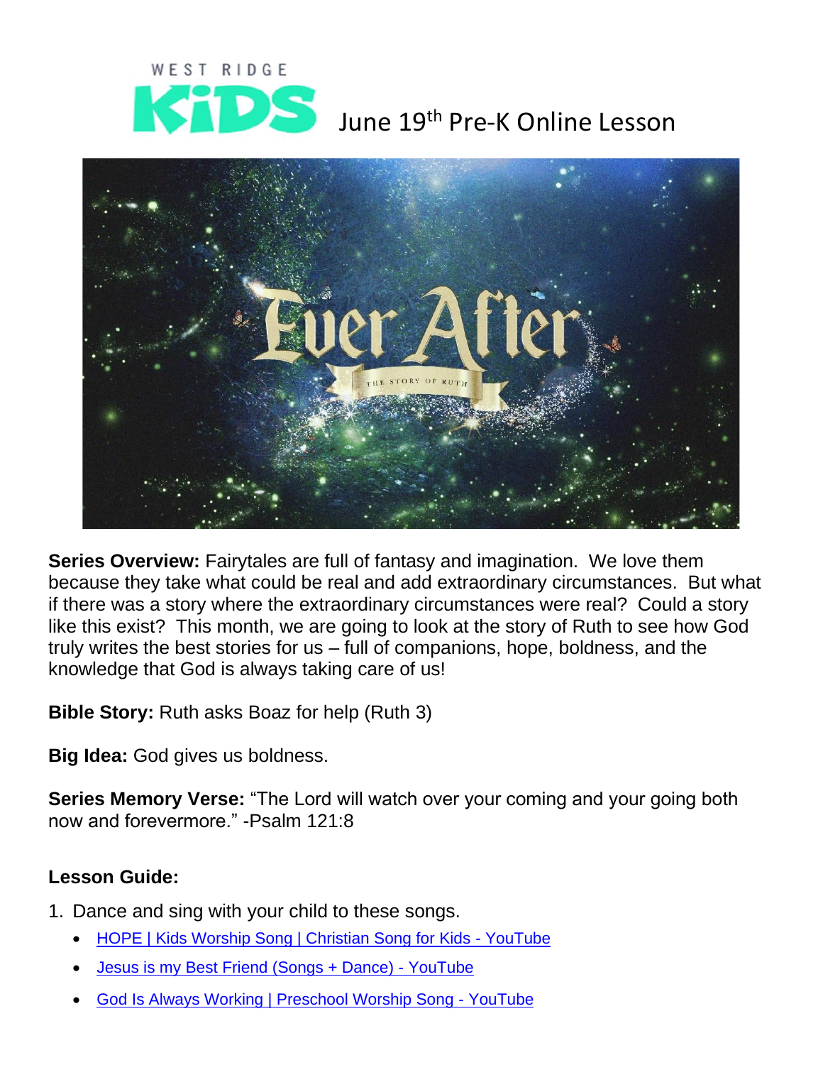WEST RIDGE

# KiDS June 19th Pre-K Online Lesson

**Series Overview:** Fairytales are full of fantasy and imagination. We love them because they take what could be real and add extraordinary circumstances. But what if there was a story where the extraordinary circumstances were real? Could a story like this exist? This month, we are going to look at the story of Ruth to see how God truly writes the best stories for us – full of companions, hope, boldness, and the knowledge that God is always taking care of us!

**Bible Story:** Ruth asks Boaz for help (Ruth 3)

**Big Idea:** God gives us boldness.

**Series Memory Verse:** "The Lord will watch over your coming and your going both now and forevermore." -Psalm 121:8

**Lesson Guide:**

1. Dance and sing with your child to these songs.
   - HOPE | Kids Worship Song | Christian Song for Kids - YouTube
   - Jesus is my Best Friend (Songs + Dance) - YouTube
   - God Is Always Working | Preschool Worship Song - YouTube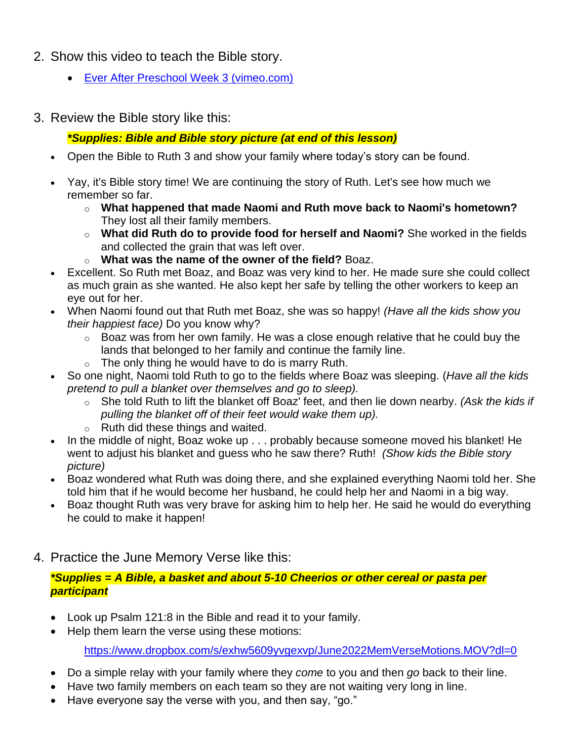2. Show this video to teach the Bible story.
   - [Ever After Preschool Week 3 (vimeo.com)]()

3. Review the Bible story like this:

   ***Supplies: Bible and Bible story picture (at end of this lesson)***

   - Open the Bible to Ruth 3 and show your family where today's story can be found.
   - Yay, it's Bible story time! We are continuing the story of Ruth. Let's see how much we remember so far.
     - **What happened that made Naomi and Ruth move back to Naomi's hometown?** They lost all their family members.
     - **What did Ruth do to provide food for herself and Naomi?** She worked in the fields and collected the grain that was left over.
     - **What was the name of the owner of the field?** Boaz.
   - Excellent. So Ruth met Boaz, and Boaz was very kind to her. He made sure she could collect as much grain as she wanted. He also kept her safe by telling the other workers to keep an eye out for her.
   - When Naomi found out that Ruth met Boaz, she was so happy! *(Have all the kids show you their happiest face)* Do you know why?
     - Boaz was from her own family. He was a close enough relative that he could buy the lands that belonged to her family and continue the family line.
     - The only thing he would have to do is marry Ruth.
   - So one night, Naomi told Ruth to go to the fields where Boaz was sleeping. (*Have all the kids pretend to pull a blanket over themselves and go to sleep).*
     - She told Ruth to lift the blanket off Boaz' feet, and then lie down nearby. *(Ask the kids if pulling the blanket off of their feet would wake them up).*
     - Ruth did these things and waited.
   - In the middle of night, Boaz woke up . . . probably because someone moved his blanket! He went to adjust his blanket and guess who he saw there? Ruth! *(Show kids the Bible story picture)*
   - Boaz wondered what Ruth was doing there, and she explained everything Naomi told her. She told him that if he would become her husband, he could help her and Naomi in a big way.
   - Boaz thought Ruth was very brave for asking him to help her. He said he would do everything he could to make it happen!

4. Practice the June Memory Verse like this:

   ***Supplies = A Bible, a basket and about 5-10 Cheerios or other cereal or pasta per participant***

   - Look up Psalm 121:8 in the Bible and read it to your family.
   - Help them learn the verse using these motions:

     https://www.dropbox.com/s/exhw5609yvgexvp/June2022MemVerseMotions.MOV?dl=0

   - Do a simple relay with your family where they *come* to you and then *go* back to their line.
   - Have two family members on each team so they are not waiting very long in line.
   - Have everyone say the verse with you, and then say, "go."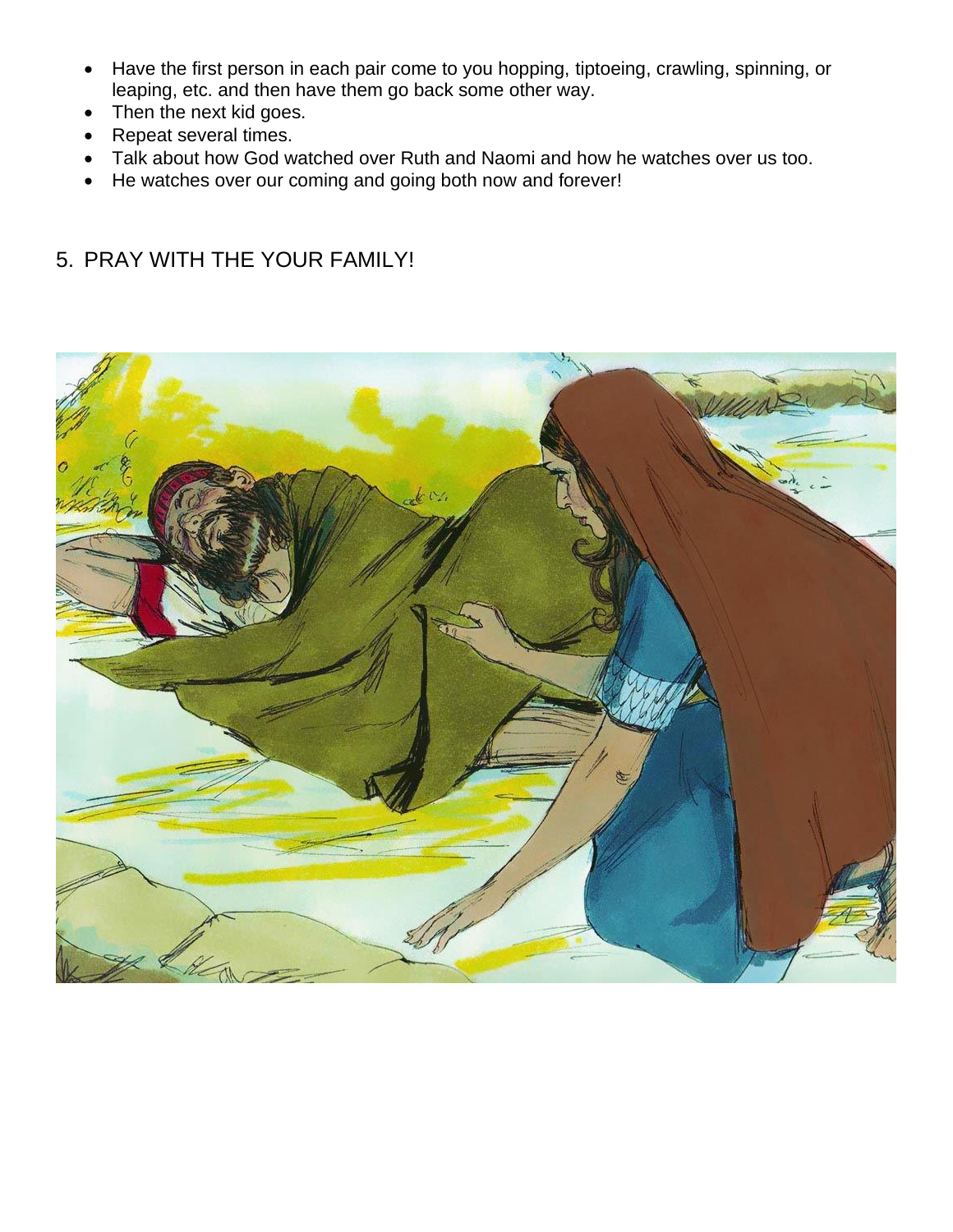- Have the first person in each pair come to you hopping, tiptoeing, crawling, spinning, or leaping, etc. and then have them go back some other way.
- Then the next kid goes.
- Repeat several times.
- Talk about how God watched over Ruth and Naomi and how he watches over us too.
- He watches over our coming and going both now and forever!

5. PRAY WITH THE YOUR FAMILY!